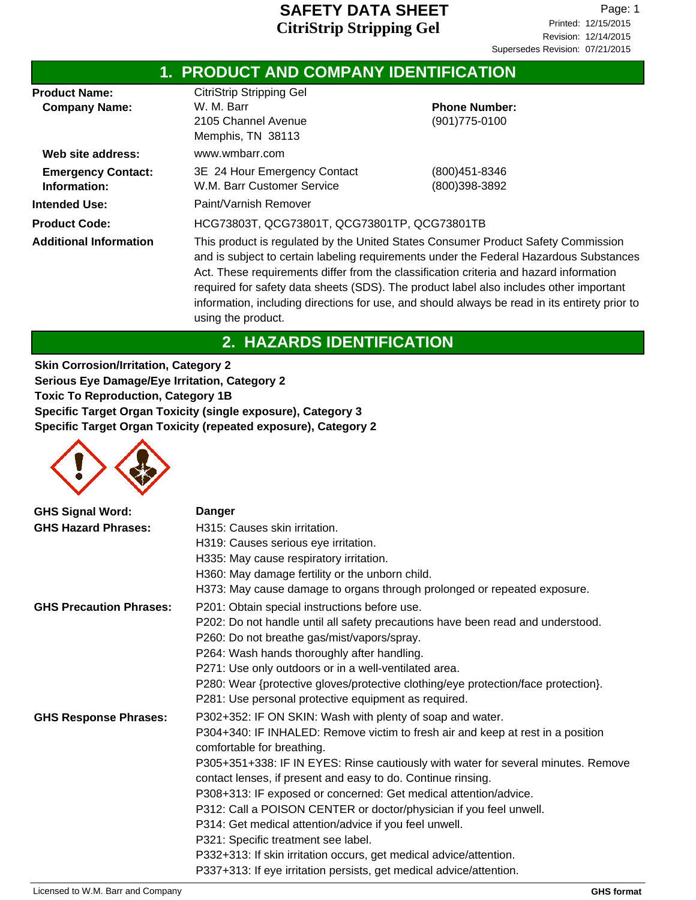# SAFETY DATA SHEET
# CitriStrip Stripping Gel

Printed: 12/15/2015
Revision: 12/14/2015
Supersedes Revision: 07/21/2015

## 1. PRODUCT AND COMPANY IDENTIFICATION

| | | |
|---|---|---|
| **Product Name:** | CitriStrip Stripping Gel | |
| **Company Name:** | W. M. Barr<br>2105 Channel Avenue<br>Memphis, TN 38113 | **Phone Number:**<br>(901)775-0100 |
| **Web site address:** | www.wmbarr.com | |
| **Emergency Contact: Information:** | 3E 24 Hour Emergency Contact<br>W.M. Barr Customer Service | (800)451-8346<br>(800)398-3892 |
| **Intended Use:** | Paint/Varnish Remover | |
| **Product Code:** | HCG73803T, QCG73801T, QCG73801TP, QCG73801TB | |
| **Additional Information** | This product is regulated by the United States Consumer Product Safety Commission and is subject to certain labeling requirements under the Federal Hazardous Substances Act. These requirements differ from the classification criteria and hazard information required for safety data sheets (SDS). The product label also includes other important information, including directions for use, and should always be read in its entirety prior to using the product. | |

## 2. HAZARDS IDENTIFICATION

**Skin Corrosion/Irritation, Category 2**
**Serious Eye Damage/Eye Irritation, Category 2**
**Toxic To Reproduction, Category 1B**
**Specific Target Organ Toxicity (single exposure), Category 3**
**Specific Target Organ Toxicity (repeated exposure), Category 2**

**GHS Signal Word:** **Danger**

**GHS Hazard Phrases:**
H315: Causes skin irritation.
H319: Causes serious eye irritation.
H335: May cause respiratory irritation.
H360: May damage fertility or the unborn child.
H373: May cause damage to organs through prolonged or repeated exposure.

**GHS Precaution Phrases:**
P201: Obtain special instructions before use.
P202: Do not handle until all safety precautions have been read and understood.
P260: Do not breathe gas/mist/vapors/spray.
P264: Wash hands thoroughly after handling.
P271: Use only outdoors or in a well-ventilated area.
P280: Wear {protective gloves/protective clothing/eye protection/face protection}.
P281: Use personal protective equipment as required.

**GHS Response Phrases:**
P302+352: IF ON SKIN: Wash with plenty of soap and water.
P304+340: IF INHALED: Remove victim to fresh air and keep at rest in a position comfortable for breathing.
P305+351+338: IF IN EYES: Rinse cautiously with water for several minutes. Remove contact lenses, if present and easy to do. Continue rinsing.
P308+313: IF exposed or concerned: Get medical attention/advice.
P312: Call a POISON CENTER or doctor/physician if you feel unwell.
P314: Get medical attention/advice if you feel unwell.
P321: Specific treatment see label.
P332+313: If skin irritation occurs, get medical advice/attention.
P337+313: If eye irritation persists, get medical advice/attention.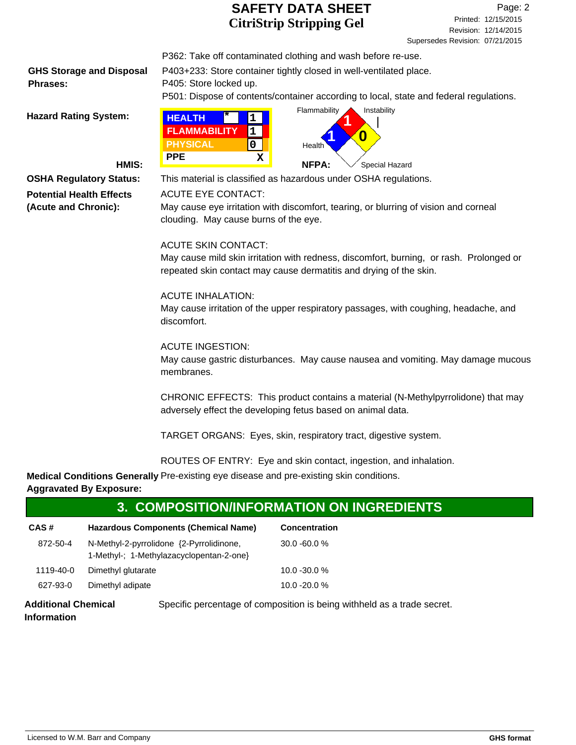P362: Take off contaminated clothing and wash before re-use.

**GHS Storage and Disposal Phrases:**

P403+233: Store container tightly closed in well-ventilated place.
P405: Store locked up.
P501: Dispose of contents/container according to local, state and federal regulations.

**Hazard Rating System:**

**HMIS:**

| | | |
|---|---|---|
| HEALTH | * | 1 |
| FLAMMABILITY | | 1 |
| PHYSICAL | | 0 |
| PPE | | X |

**NFPA:**

Flammability: 1
Health: 1
Instability: 0
Special Hazard:

**OSHA Regulatory Status:** This material is classified as hazardous under OSHA regulations.

**Potential Health Effects (Acute and Chronic):**

ACUTE EYE CONTACT:
May cause eye irritation with discomfort, tearing, or blurring of vision and corneal clouding. May cause burns of the eye.

ACUTE SKIN CONTACT:
May cause mild skin irritation with redness, discomfort, burning, or rash. Prolonged or repeated skin contact may cause dermatitis and drying of the skin.

ACUTE INHALATION:
May cause irritation of the upper respiratory passages, with coughing, headache, and discomfort.

ACUTE INGESTION:
May cause gastric disturbances. May cause nausea and vomiting. May damage mucous membranes.

CHRONIC EFFECTS: This product contains a material (N-Methylpyrrolidone) that may adversely effect the developing fetus based on animal data.

TARGET ORGANS: Eyes, skin, respiratory tract, digestive system.

ROUTES OF ENTRY: Eye and skin contact, ingestion, and inhalation.

**Medical Conditions Generally Aggravated By Exposure:** Pre-existing eye disease and pre-existing skin conditions.

## 3. COMPOSITION/INFORMATION ON INGREDIENTS

| CAS # | Hazardous Components (Chemical Name) | Concentration |
|---|---|---|
| 872-50-4 | N-Methyl-2-pyrrolidone {2-Pyrrolidinone, 1-Methyl-; 1-Methylazacyclopentan-2-one} | 30.0 -60.0 % |
| 1119-40-0 | Dimethyl glutarate | 10.0 -30.0 % |
| 627-93-0 | Dimethyl adipate | 10.0 -20.0 % |

**Additional Chemical Information:** Specific percentage of composition is being withheld as a trade secret.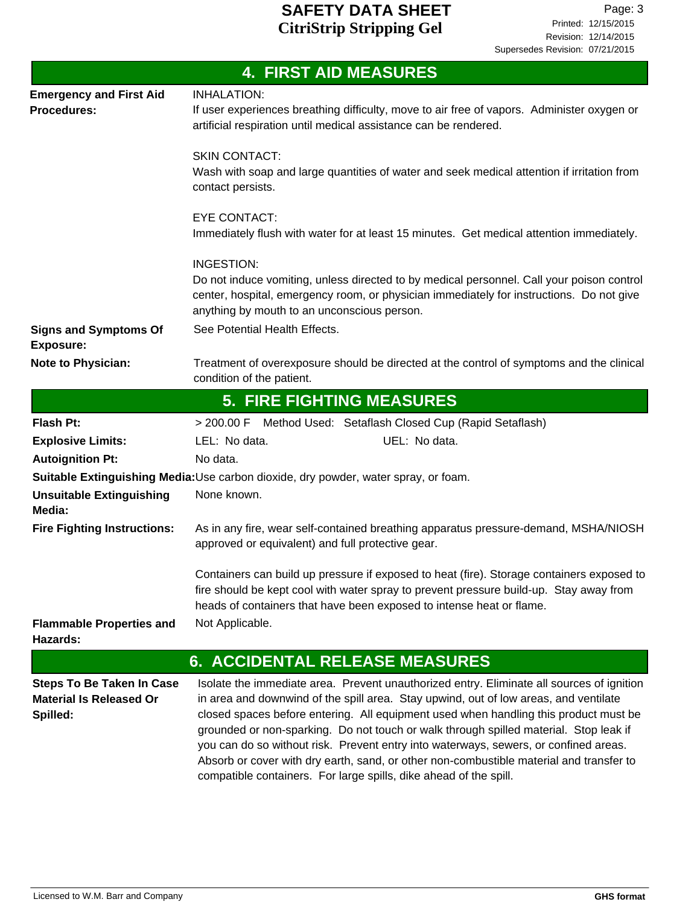## 4. FIRST AID MEASURES

**Emergency and First Aid Procedures:**

INHALATION:
If user experiences breathing difficulty, move to air free of vapors. Administer oxygen or artificial respiration until medical assistance can be rendered.

SKIN CONTACT:
Wash with soap and large quantities of water and seek medical attention if irritation from contact persists.

EYE CONTACT:
Immediately flush with water for at least 15 minutes. Get medical attention immediately.

INGESTION:
Do not induce vomiting, unless directed to by medical personnel. Call your poison control center, hospital, emergency room, or physician immediately for instructions. Do not give anything by mouth to an unconscious person.

**Signs and Symptoms Of Exposure:** See Potential Health Effects.

**Note to Physician:** Treatment of overexposure should be directed at the control of symptoms and the clinical condition of the patient.

## 5. FIRE FIGHTING MEASURES

**Flash Pt:** > 200.00 F Method Used: Setaflash Closed Cup (Rapid Setaflash)

**Explosive Limits:** LEL: No data. UEL: No data.

**Autoignition Pt:** No data.

**Suitable Extinguishing Media:** Use carbon dioxide, dry powder, water spray, or foam.

**Unsuitable Extinguishing Media:** None known.

**Fire Fighting Instructions:** As in any fire, wear self-contained breathing apparatus pressure-demand, MSHA/NIOSH approved or equivalent) and full protective gear.

Containers can build up pressure if exposed to heat (fire). Storage containers exposed to fire should be kept cool with water spray to prevent pressure build-up. Stay away from heads of containers that have been exposed to intense heat or flame.

**Flammable Properties and Hazards:** Not Applicable.

## 6. ACCIDENTAL RELEASE MEASURES

**Steps To Be Taken In Case Material Is Released Or Spilled:** Isolate the immediate area. Prevent unauthorized entry. Eliminate all sources of ignition in area and downwind of the spill area. Stay upwind, out of low areas, and ventilate closed spaces before entering. All equipment used when handling this product must be grounded or non-sparking. Do not touch or walk through spilled material. Stop leak if you can do so without risk. Prevent entry into waterways, sewers, or confined areas. Absorb or cover with dry earth, sand, or other non-combustible material and transfer to compatible containers. For large spills, dike ahead of the spill.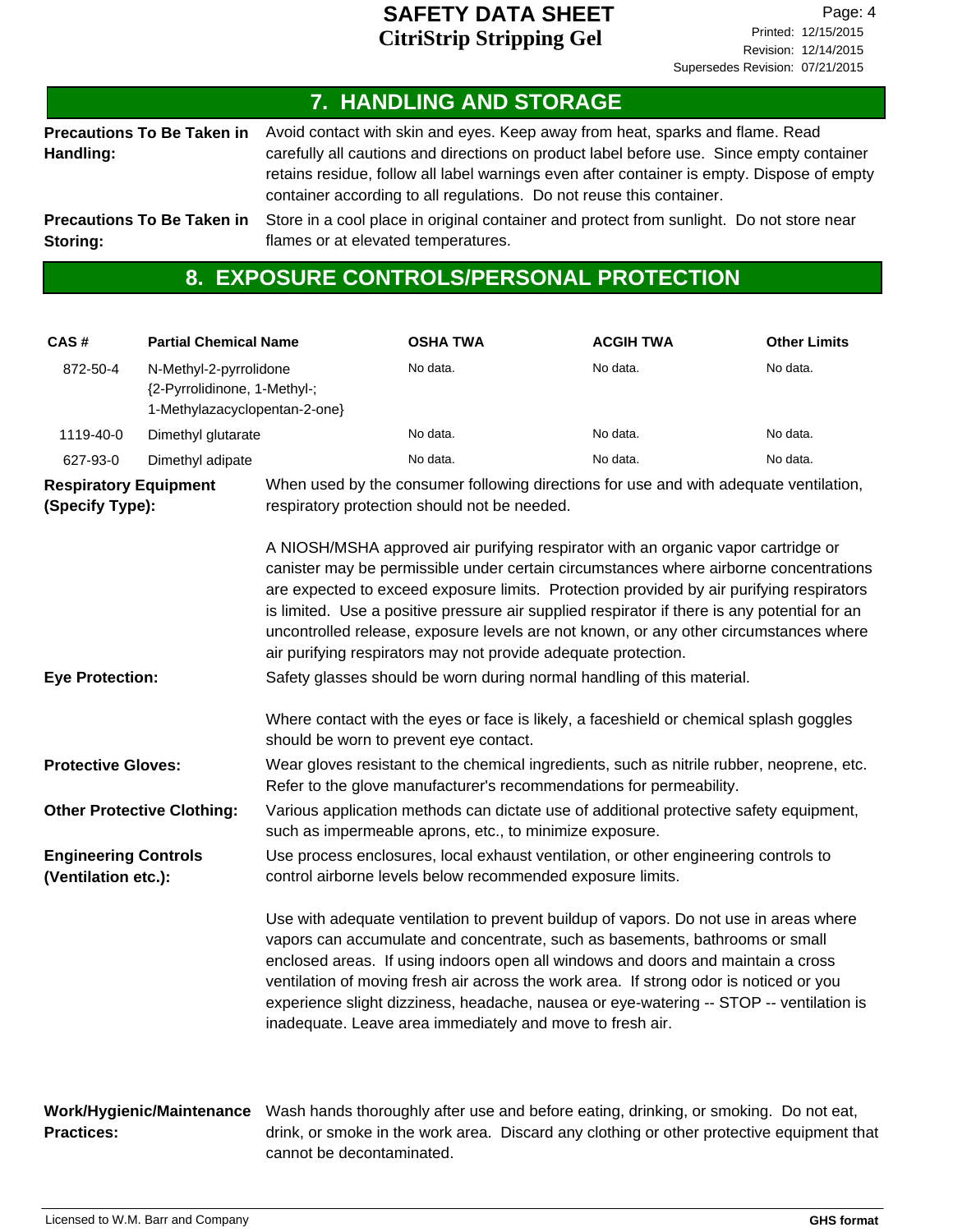## 7. HANDLING AND STORAGE

**Precautions To Be Taken in Handling:** Avoid contact with skin and eyes. Keep away from heat, sparks and flame. Read carefully all cautions and directions on product label before use. Since empty container retains residue, follow all label warnings even after container is empty. Dispose of empty container according to all regulations. Do not reuse this container.

**Precautions To Be Taken in Storing:** Store in a cool place in original container and protect from sunlight. Do not store near flames or at elevated temperatures.

## 8. EXPOSURE CONTROLS/PERSONAL PROTECTION

| CAS # | Partial Chemical Name | OSHA TWA | ACGIH TWA | Other Limits |
|---|---|---|---|---|
| 872-50-4 | N-Methyl-2-pyrrolidone {2-Pyrrolidinone, 1-Methyl-; 1-Methylazacyclopentan-2-one} | No data. | No data. | No data. |
| 1119-40-0 | Dimethyl glutarate | No data. | No data. | No data. |
| 627-93-0 | Dimethyl adipate | No data. | No data. | No data. |

**Respiratory Equipment (Specify Type):** When used by the consumer following directions for use and with adequate ventilation, respiratory protection should not be needed.

A NIOSH/MSHA approved air purifying respirator with an organic vapor cartridge or canister may be permissible under certain circumstances where airborne concentrations are expected to exceed exposure limits. Protection provided by air purifying respirators is limited. Use a positive pressure air supplied respirator if there is any potential for an uncontrolled release, exposure levels are not known, or any other circumstances where air purifying respirators may not provide adequate protection.

**Eye Protection:** Safety glasses should be worn during normal handling of this material.

Where contact with the eyes or face is likely, a faceshield or chemical splash goggles should be worn to prevent eye contact.

**Protective Gloves:** Wear gloves resistant to the chemical ingredients, such as nitrile rubber, neoprene, etc. Refer to the glove manufacturer's recommendations for permeability.

**Other Protective Clothing:** Various application methods can dictate use of additional protective safety equipment, such as impermeable aprons, etc., to minimize exposure.

**Engineering Controls (Ventilation etc.):** Use process enclosures, local exhaust ventilation, or other engineering controls to control airborne levels below recommended exposure limits.

Use with adequate ventilation to prevent buildup of vapors. Do not use in areas where vapors can accumulate and concentrate, such as basements, bathrooms or small enclosed areas. If using indoors open all windows and doors and maintain a cross ventilation of moving fresh air across the work area. If strong odor is noticed or you experience slight dizziness, headache, nausea or eye-watering -- STOP -- ventilation is inadequate. Leave area immediately and move to fresh air.

**Work/Hygienic/Maintenance Practices:** Wash hands thoroughly after use and before eating, drinking, or smoking. Do not eat, drink, or smoke in the work area. Discard any clothing or other protective equipment that cannot be decontaminated.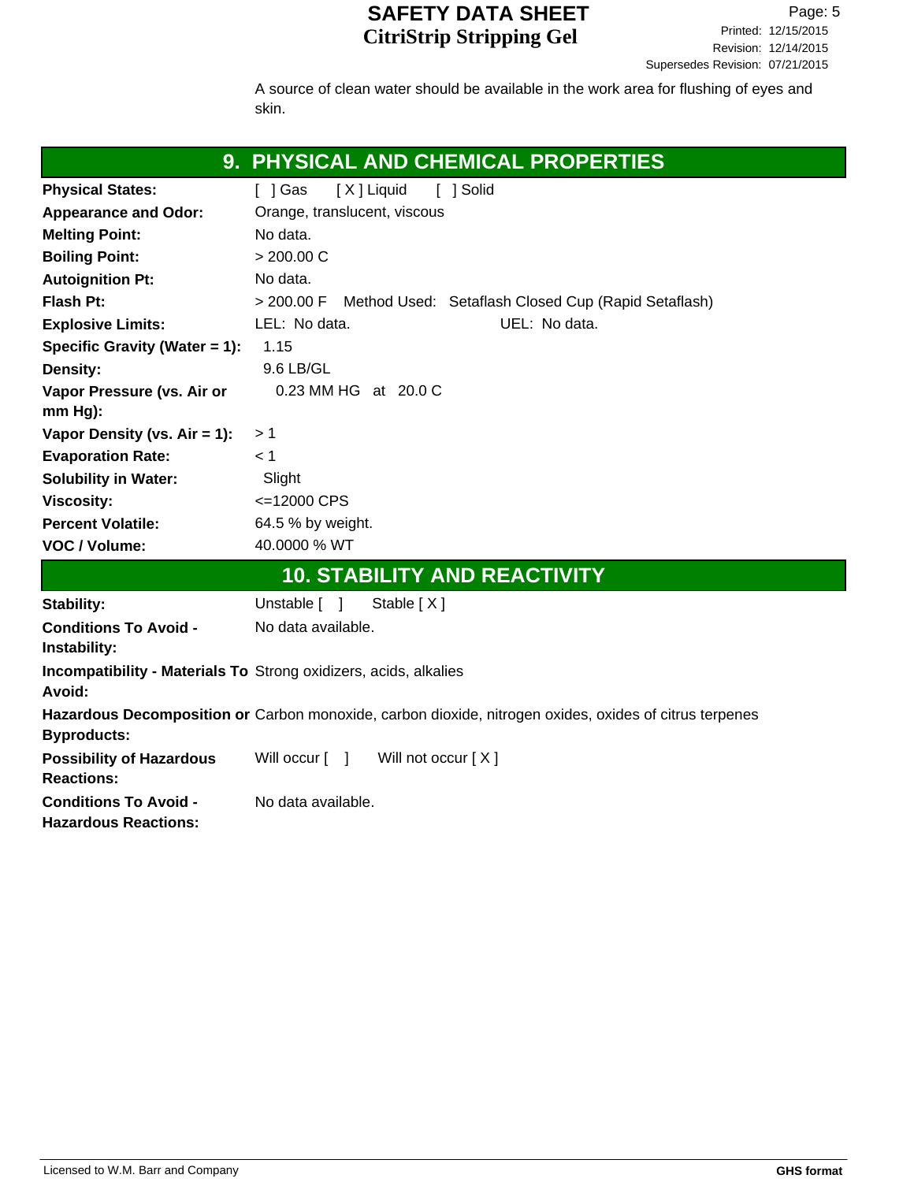A source of clean water should be available in the work area for flushing of eyes and skin.

## 9. PHYSICAL AND CHEMICAL PROPERTIES

| | |
|---|---|
| **Physical States:** | [ ] Gas [ X ] Liquid [ ] Solid |
| **Appearance and Odor:** | Orange, translucent, viscous |
| **Melting Point:** | No data. |
| **Boiling Point:** | > 200.00 C |
| **Autoignition Pt:** | No data. |
| **Flash Pt:** | > 200.00 F Method Used: Setaflash Closed Cup (Rapid Setaflash) |
| **Explosive Limits:** | LEL: No data. UEL: No data. |
| **Specific Gravity (Water = 1):** | 1.15 |
| **Density:** | 9.6 LB/GL |
| **Vapor Pressure (vs. Air or mm Hg):** | 0.23 MM HG at 20.0 C |
| **Vapor Density (vs. Air = 1):** | > 1 |
| **Evaporation Rate:** | < 1 |
| **Solubility in Water:** | Slight |
| **Viscosity:** | <=12000 CPS |
| **Percent Volatile:** | 64.5 % by weight. |
| **VOC / Volume:** | 40.0000 % WT |

## 10. STABILITY AND REACTIVITY

| | |
|---|---|
| **Stability:** | Unstable [ ] Stable [ X ] |
| **Conditions To Avoid - Instability:** | No data available. |
| **Incompatibility - Materials To Avoid:** | Strong oxidizers, acids, alkalies |
| **Hazardous Decomposition or Byproducts:** | Carbon monoxide, carbon dioxide, nitrogen oxides, oxides of citrus terpenes |
| **Possibility of Hazardous Reactions:** | Will occur [ ] Will not occur [ X ] |
| **Conditions To Avoid - Hazardous Reactions:** | No data available. |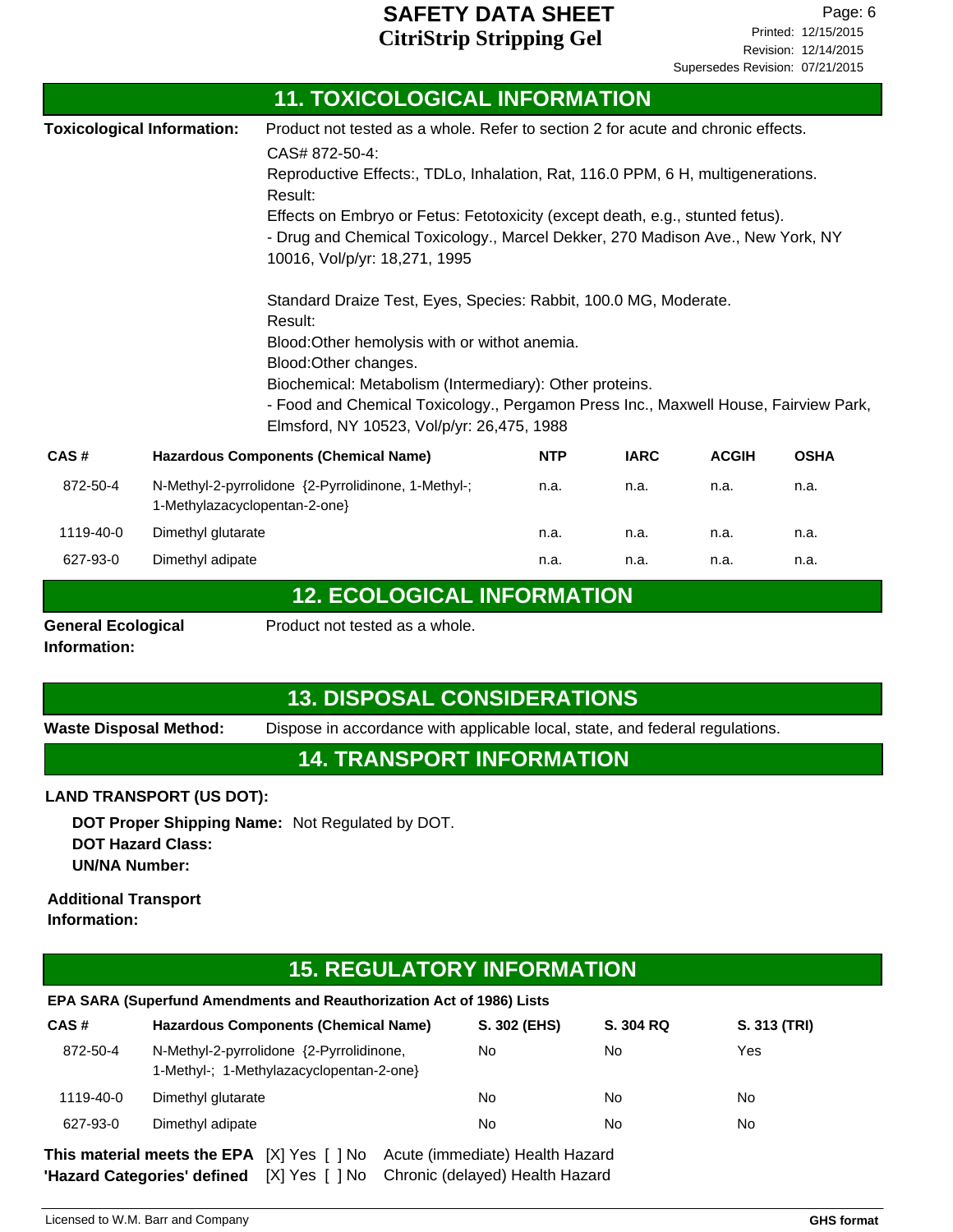## 11. TOXICOLOGICAL INFORMATION

**Toxicological Information:** Product not tested as a whole. Refer to section 2 for acute and chronic effects.

CAS# 872-50-4:

Reproductive Effects:, TDLo, Inhalation, Rat, 116.0 PPM, 6 H, multigenerations.

Result:

Effects on Embryo or Fetus: Fetotoxicity (except death, e.g., stunted fetus).

- Drug and Chemical Toxicology., Marcel Dekker, 270 Madison Ave., New York, NY 10016, Vol/p/yr: 18,271, 1995

Standard Draize Test, Eyes, Species: Rabbit, 100.0 MG, Moderate.

Result:

Blood:Other hemolysis with or withot anemia.

Blood:Other changes.

Biochemical: Metabolism (Intermediary): Other proteins.

- Food and Chemical Toxicology., Pergamon Press Inc., Maxwell House, Fairview Park, Elmsford, NY 10523, Vol/p/yr: 26,475, 1988

| CAS # | Hazardous Components (Chemical Name) | NTP | IARC | ACGIH | OSHA |
|---|---|---|---|---|---|
| 872-50-4 | N-Methyl-2-pyrrolidone {2-Pyrrolidinone, 1-Methyl-; 1-Methylazacyclopentan-2-one} | n.a. | n.a. | n.a. | n.a. |
| 1119-40-0 | Dimethyl glutarate | n.a. | n.a. | n.a. | n.a. |
| 627-93-0 | Dimethyl adipate | n.a. | n.a. | n.a. | n.a. |

## 12. ECOLOGICAL INFORMATION

**General Ecological Information:** Product not tested as a whole.

## 13. DISPOSAL CONSIDERATIONS

**Waste Disposal Method:** Dispose in accordance with applicable local, state, and federal regulations.

## 14. TRANSPORT INFORMATION

**LAND TRANSPORT (US DOT):**

**DOT Proper Shipping Name:** Not Regulated by DOT.

**DOT Hazard Class:**

**UN/NA Number:**

**Additional Transport Information:**

## 15. REGULATORY INFORMATION

**EPA SARA (Superfund Amendments and Reauthorization Act of 1986) Lists**

| CAS # | Hazardous Components (Chemical Name) | S. 302 (EHS) | S. 304 RQ | S. 313 (TRI) |
|---|---|---|---|---|
| 872-50-4 | N-Methyl-2-pyrrolidone {2-Pyrrolidinone, 1-Methyl-; 1-Methylazacyclopentan-2-one} | No | No | Yes |
| 1119-40-0 | Dimethyl glutarate | No | No | No |
| 627-93-0 | Dimethyl adipate | No | No | No |

**This material meets the EPA 'Hazard Categories' defined**

[X] Yes [ ] No Acute (immediate) Health Hazard

[X] Yes [ ] No Chronic (delayed) Health Hazard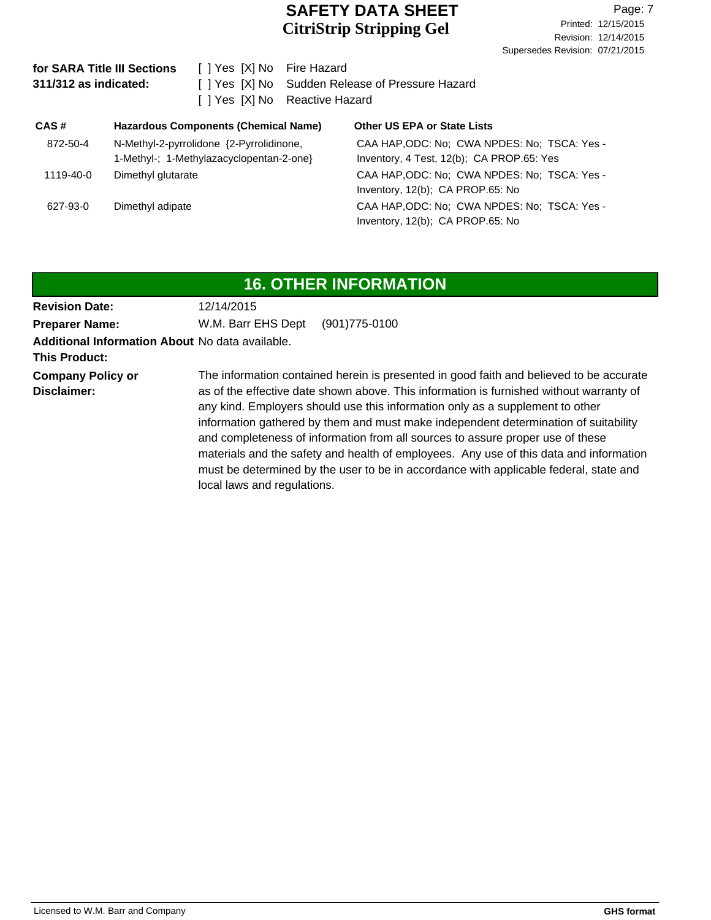| | | |
|---|---|---|
| **for SARA Title III Sections 311/312 as indicated:** | [ ] Yes [X] No | Fire Hazard |
| | [ ] Yes [X] No | Sudden Release of Pressure Hazard |
| | [ ] Yes [X] No | Reactive Hazard |

| CAS # | Hazardous Components (Chemical Name) | Other US EPA or State Lists |
|---|---|---|
| 872-50-4 | N-Methyl-2-pyrrolidone {2-Pyrrolidinone, 1-Methyl-; 1-Methylazacyclopentan-2-one} | CAA HAP,ODC: No; CWA NPDES: No; TSCA: Yes - Inventory, 4 Test, 12(b); CA PROP.65: Yes |
| 1119-40-0 | Dimethyl glutarate | CAA HAP,ODC: No; CWA NPDES: No; TSCA: Yes - Inventory, 12(b); CA PROP.65: No |
| 627-93-0 | Dimethyl adipate | CAA HAP,ODC: No; CWA NPDES: No; TSCA: Yes - Inventory, 12(b); CA PROP.65: No |

## 16. OTHER INFORMATION

**Revision Date:** 12/14/2015

**Preparer Name:** W.M. Barr EHS Dept (901)775-0100

**Additional Information About This Product:** No data available.

**Company Policy or Disclaimer:** The information contained herein is presented in good faith and believed to be accurate as of the effective date shown above. This information is furnished without warranty of any kind. Employers should use this information only as a supplement to other information gathered by them and must make independent determination of suitability and completeness of information from all sources to assure proper use of these materials and the safety and health of employees. Any use of this data and information must be determined by the user to be in accordance with applicable federal, state and local laws and regulations.